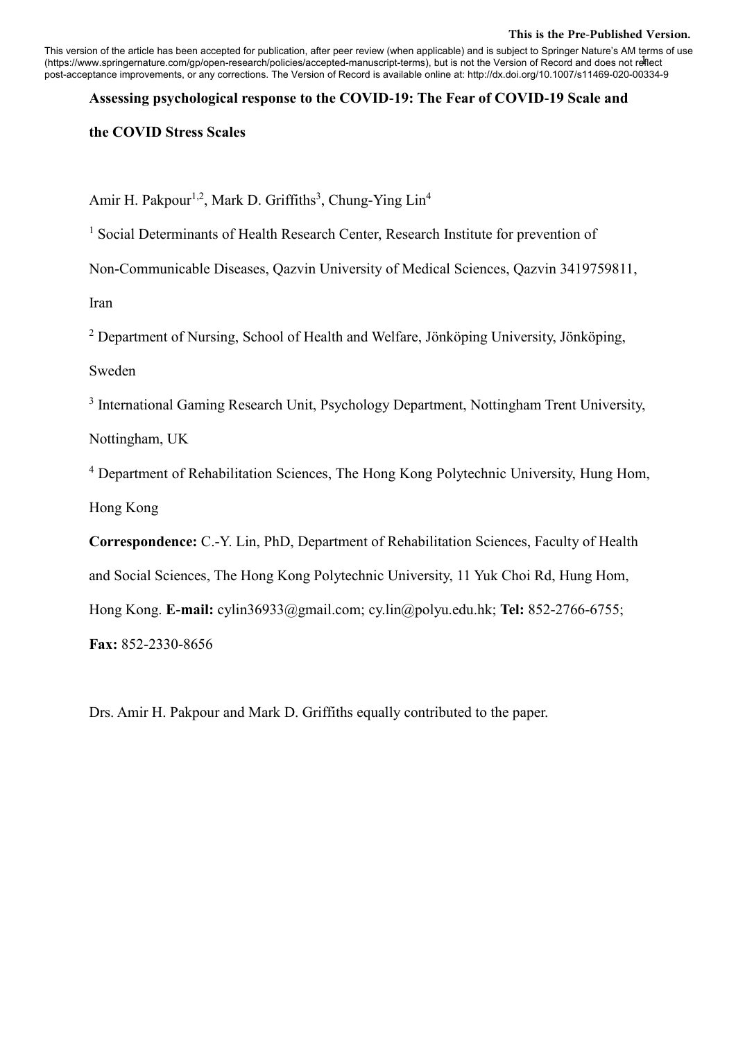This is the Pre-Published Version.

This version of the article has been accepted for publication, after peer review (when applicable) and is subject to Springer Nature's AM terms of use (https://www.springernature.com/gp/open-research/policies/accepted-manuscript-terms), but is not the Version of Record and does not reflect post-acceptance improvements, or any corrections. The Version of Record is available online at: http://dx.doi.org/10.1007/s11469-020-00334-9

# Assessing psychological response to the COVID-19: The Fear of COVID-19 Scale and the COVID Stress Scales

Amir H. Pakpour[1,2], Mark D. Griffiths[3], Chung-Ying Lin[4]

[1] Social Determinants of Health Research Center, Research Institute for prevention of Non-Communicable Diseases, Qazvin University of Medical Sciences, Qazvin 3419759811, Iran

[2] Department of Nursing, School of Health and Welfare, Jönköping University, Jönköping, Sweden

[3] International Gaming Research Unit, Psychology Department, Nottingham Trent University, Nottingham, UK

[4] Department of Rehabilitation Sciences, The Hong Kong Polytechnic University, Hung Hom, Hong Kong

**Correspondence:** C.-Y. Lin, PhD, Department of Rehabilitation Sciences, Faculty of Health and Social Sciences, The Hong Kong Polytechnic University, 11 Yuk Choi Rd, Hung Hom, Hong Kong. **E-mail:** cylin36933@gmail.com; cy.lin@polyu.edu.hk; **Tel:** 852-2766-6755; **Fax:** 852-2330-8656

Drs. Amir H. Pakpour and Mark D. Griffiths equally contributed to the paper.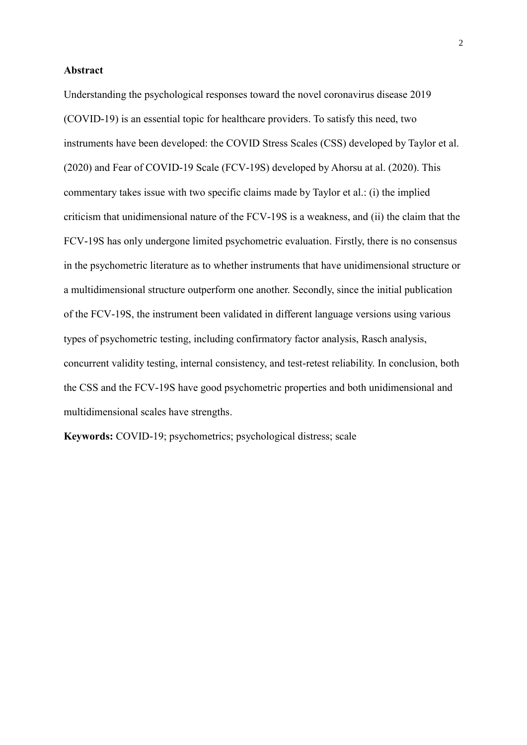**Abstract**

Understanding the psychological responses toward the novel coronavirus disease 2019 (COVID-19) is an essential topic for healthcare providers. To satisfy this need, two instruments have been developed: the COVID Stress Scales (CSS) developed by Taylor et al. (2020) and Fear of COVID-19 Scale (FCV-19S) developed by Ahorsu at al. (2020). This commentary takes issue with two specific claims made by Taylor et al.: (i) the implied criticism that unidimensional nature of the FCV-19S is a weakness, and (ii) the claim that the FCV-19S has only undergone limited psychometric evaluation. Firstly, there is no consensus in the psychometric literature as to whether instruments that have unidimensional structure or a multidimensional structure outperform one another. Secondly, since the initial publication of the FCV-19S, the instrument been validated in different language versions using various types of psychometric testing, including confirmatory factor analysis, Rasch analysis, concurrent validity testing, internal consistency, and test-retest reliability. In conclusion, both the CSS and the FCV-19S have good psychometric properties and both unidimensional and multidimensional scales have strengths.

**Keywords:** COVID-19; psychometrics; psychological distress; scale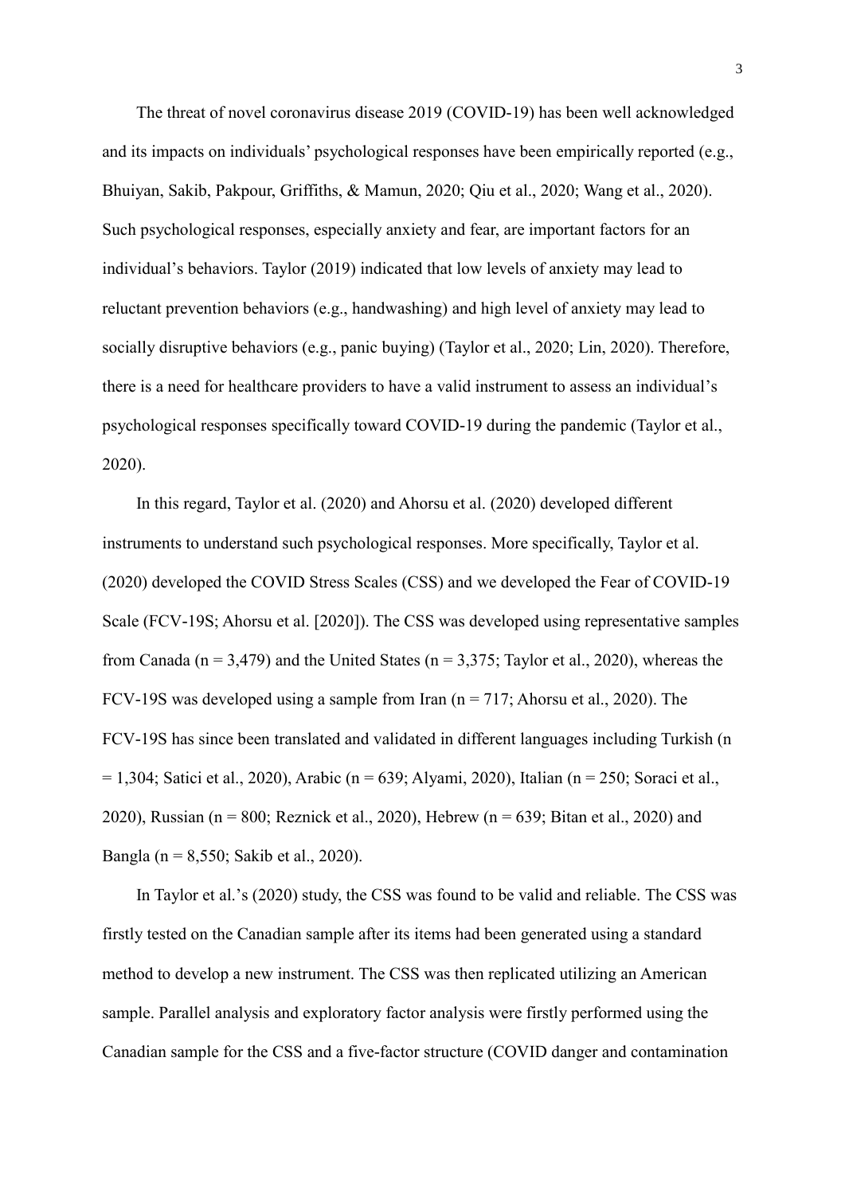The threat of novel coronavirus disease 2019 (COVID-19) has been well acknowledged and its impacts on individuals' psychological responses have been empirically reported (e.g., Bhuiyan, Sakib, Pakpour, Griffiths, & Mamun, 2020; Qiu et al., 2020; Wang et al., 2020). Such psychological responses, especially anxiety and fear, are important factors for an individual's behaviors. Taylor (2019) indicated that low levels of anxiety may lead to reluctant prevention behaviors (e.g., handwashing) and high level of anxiety may lead to socially disruptive behaviors (e.g., panic buying) (Taylor et al., 2020; Lin, 2020). Therefore, there is a need for healthcare providers to have a valid instrument to assess an individual's psychological responses specifically toward COVID-19 during the pandemic (Taylor et al., 2020).

In this regard, Taylor et al. (2020) and Ahorsu et al. (2020) developed different instruments to understand such psychological responses. More specifically, Taylor et al. (2020) developed the COVID Stress Scales (CSS) and we developed the Fear of COVID-19 Scale (FCV-19S; Ahorsu et al. [2020]). The CSS was developed using representative samples from Canada (n = 3,479) and the United States (n = 3,375; Taylor et al., 2020), whereas the FCV-19S was developed using a sample from Iran (n = 717; Ahorsu et al., 2020). The FCV-19S has since been translated and validated in different languages including Turkish (n = 1,304; Satici et al., 2020), Arabic (n = 639; Alyami, 2020), Italian (n = 250; Soraci et al., 2020), Russian (n = 800; Reznick et al., 2020), Hebrew (n = 639; Bitan et al., 2020) and Bangla (n = 8,550; Sakib et al., 2020).

In Taylor et al.'s (2020) study, the CSS was found to be valid and reliable. The CSS was firstly tested on the Canadian sample after its items had been generated using a standard method to develop a new instrument. The CSS was then replicated utilizing an American sample. Parallel analysis and exploratory factor analysis were firstly performed using the Canadian sample for the CSS and a five-factor structure (COVID danger and contamination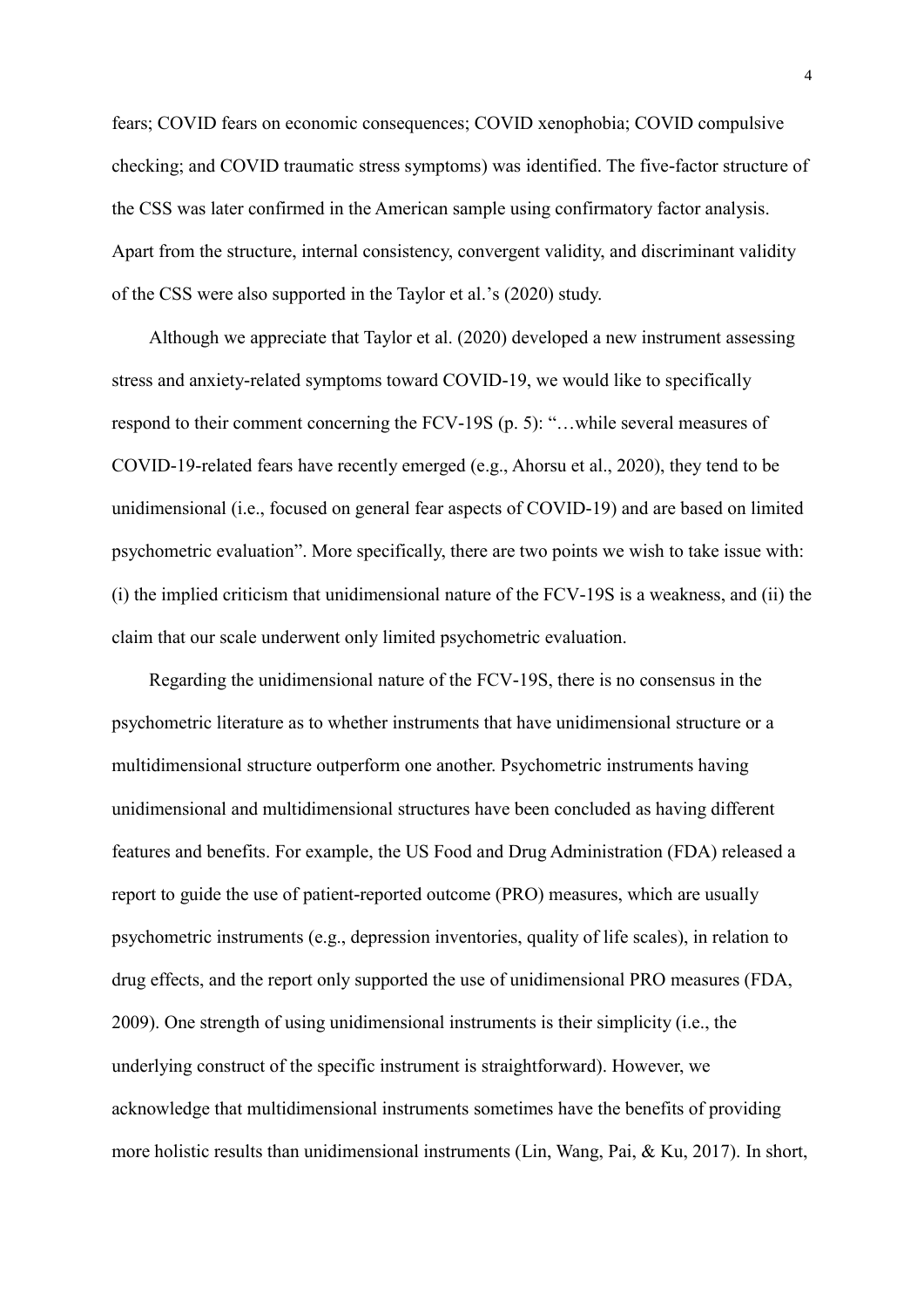fears; COVID fears on economic consequences; COVID xenophobia; COVID compulsive checking; and COVID traumatic stress symptoms) was identified. The five-factor structure of the CSS was later confirmed in the American sample using confirmatory factor analysis. Apart from the structure, internal consistency, convergent validity, and discriminant validity of the CSS were also supported in the Taylor et al.'s (2020) study.

Although we appreciate that Taylor et al. (2020) developed a new instrument assessing stress and anxiety-related symptoms toward COVID-19, we would like to specifically respond to their comment concerning the FCV-19S (p. 5): "…while several measures of COVID-19-related fears have recently emerged (e.g., Ahorsu et al., 2020), they tend to be unidimensional (i.e., focused on general fear aspects of COVID-19) and are based on limited psychometric evaluation". More specifically, there are two points we wish to take issue with: (i) the implied criticism that unidimensional nature of the FCV-19S is a weakness, and (ii) the claim that our scale underwent only limited psychometric evaluation.

Regarding the unidimensional nature of the FCV-19S, there is no consensus in the psychometric literature as to whether instruments that have unidimensional structure or a multidimensional structure outperform one another. Psychometric instruments having unidimensional and multidimensional structures have been concluded as having different features and benefits. For example, the US Food and Drug Administration (FDA) released a report to guide the use of patient-reported outcome (PRO) measures, which are usually psychometric instruments (e.g., depression inventories, quality of life scales), in relation to drug effects, and the report only supported the use of unidimensional PRO measures (FDA, 2009). One strength of using unidimensional instruments is their simplicity (i.e., the underlying construct of the specific instrument is straightforward). However, we acknowledge that multidimensional instruments sometimes have the benefits of providing more holistic results than unidimensional instruments (Lin, Wang, Pai, & Ku, 2017). In short,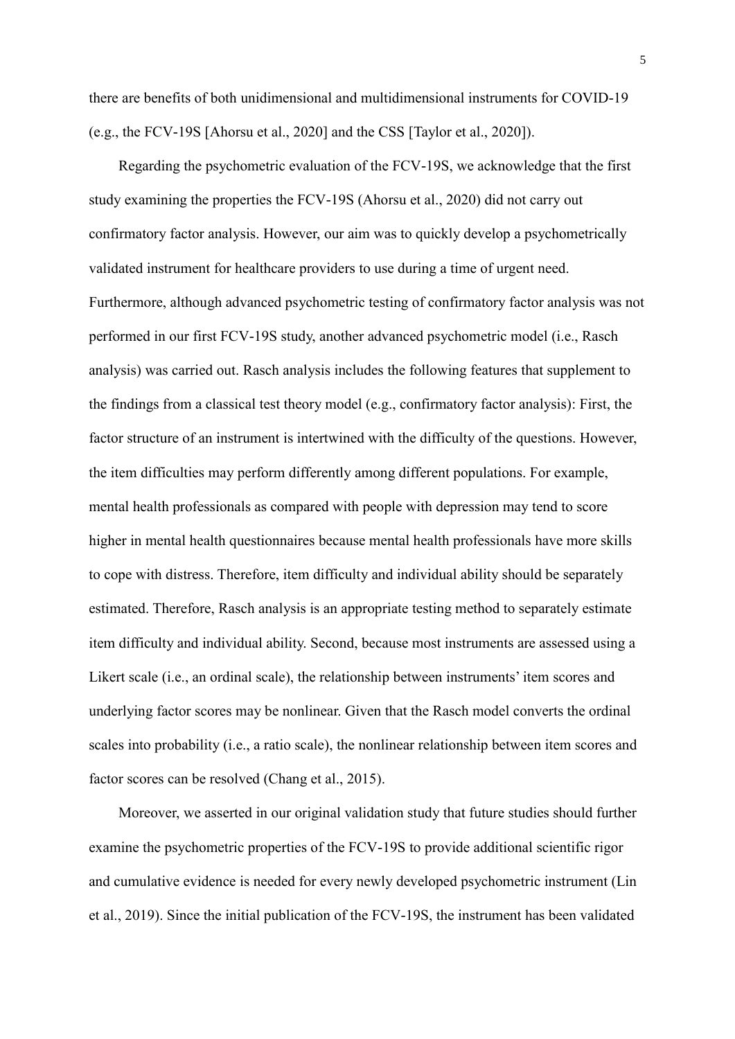there are benefits of both unidimensional and multidimensional instruments for COVID-19 (e.g., the FCV-19S [Ahorsu et al., 2020] and the CSS [Taylor et al., 2020]).

Regarding the psychometric evaluation of the FCV-19S, we acknowledge that the first study examining the properties the FCV-19S (Ahorsu et al., 2020) did not carry out confirmatory factor analysis. However, our aim was to quickly develop a psychometrically validated instrument for healthcare providers to use during a time of urgent need. Furthermore, although advanced psychometric testing of confirmatory factor analysis was not performed in our first FCV-19S study, another advanced psychometric model (i.e., Rasch analysis) was carried out. Rasch analysis includes the following features that supplement to the findings from a classical test theory model (e.g., confirmatory factor analysis): First, the factor structure of an instrument is intertwined with the difficulty of the questions. However, the item difficulties may perform differently among different populations. For example, mental health professionals as compared with people with depression may tend to score higher in mental health questionnaires because mental health professionals have more skills to cope with distress. Therefore, item difficulty and individual ability should be separately estimated. Therefore, Rasch analysis is an appropriate testing method to separately estimate item difficulty and individual ability. Second, because most instruments are assessed using a Likert scale (i.e., an ordinal scale), the relationship between instruments' item scores and underlying factor scores may be nonlinear. Given that the Rasch model converts the ordinal scales into probability (i.e., a ratio scale), the nonlinear relationship between item scores and factor scores can be resolved (Chang et al., 2015).

Moreover, we asserted in our original validation study that future studies should further examine the psychometric properties of the FCV-19S to provide additional scientific rigor and cumulative evidence is needed for every newly developed psychometric instrument (Lin et al., 2019). Since the initial publication of the FCV-19S, the instrument has been validated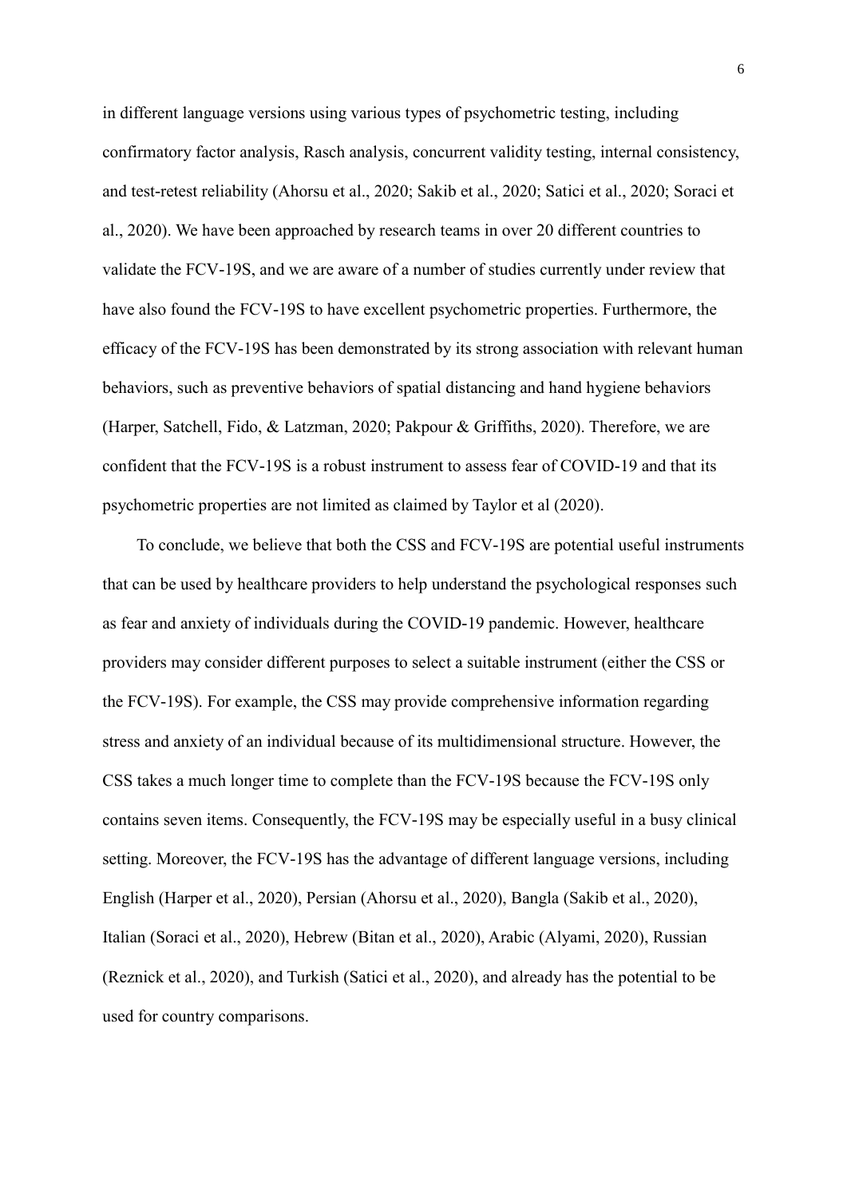in different language versions using various types of psychometric testing, including confirmatory factor analysis, Rasch analysis, concurrent validity testing, internal consistency, and test-retest reliability (Ahorsu et al., 2020; Sakib et al., 2020; Satici et al., 2020; Soraci et al., 2020). We have been approached by research teams in over 20 different countries to validate the FCV-19S, and we are aware of a number of studies currently under review that have also found the FCV-19S to have excellent psychometric properties. Furthermore, the efficacy of the FCV-19S has been demonstrated by its strong association with relevant human behaviors, such as preventive behaviors of spatial distancing and hand hygiene behaviors (Harper, Satchell, Fido, & Latzman, 2020; Pakpour & Griffiths, 2020). Therefore, we are confident that the FCV-19S is a robust instrument to assess fear of COVID-19 and that its psychometric properties are not limited as claimed by Taylor et al (2020).

To conclude, we believe that both the CSS and FCV-19S are potential useful instruments that can be used by healthcare providers to help understand the psychological responses such as fear and anxiety of individuals during the COVID-19 pandemic. However, healthcare providers may consider different purposes to select a suitable instrument (either the CSS or the FCV-19S). For example, the CSS may provide comprehensive information regarding stress and anxiety of an individual because of its multidimensional structure. However, the CSS takes a much longer time to complete than the FCV-19S because the FCV-19S only contains seven items. Consequently, the FCV-19S may be especially useful in a busy clinical setting. Moreover, the FCV-19S has the advantage of different language versions, including English (Harper et al., 2020), Persian (Ahorsu et al., 2020), Bangla (Sakib et al., 2020), Italian (Soraci et al., 2020), Hebrew (Bitan et al., 2020), Arabic (Alyami, 2020), Russian (Reznick et al., 2020), and Turkish (Satici et al., 2020), and already has the potential to be used for country comparisons.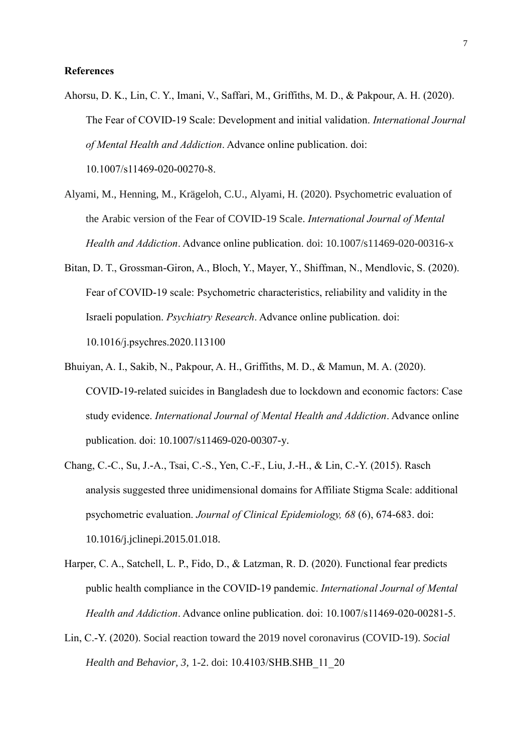**References**

Ahorsu, D. K., Lin, C. Y., Imani, V., Saffari, M., Griffiths, M. D., & Pakpour, A. H. (2020). The Fear of COVID-19 Scale: Development and initial validation. *International Journal of Mental Health and Addiction*. Advance online publication. doi: 10.1007/s11469-020-00270-8.

Alyami, M., Henning, M., Krägeloh, C.U., Alyami, H. (2020). Psychometric evaluation of the Arabic version of the Fear of COVID-19 Scale. *International Journal of Mental Health and Addiction*. Advance online publication. doi: 10.1007/s11469-020-00316-x

Bitan, D. T., Grossman-Giron, A., Bloch, Y., Mayer, Y., Shiffman, N., Mendlovic, S. (2020). Fear of COVID-19 scale: Psychometric characteristics, reliability and validity in the Israeli population. *Psychiatry Research*. Advance online publication. doi: 10.1016/j.psychres.2020.113100

Bhuiyan, A. I., Sakib, N., Pakpour, A. H., Griffiths, M. D., & Mamun, M. A. (2020). COVID-19-related suicides in Bangladesh due to lockdown and economic factors: Case study evidence. *International Journal of Mental Health and Addiction*. Advance online publication. doi: 10.1007/s11469-020-00307-y.

Chang, C.-C., Su, J.-A., Tsai, C.-S., Yen, C.-F., Liu, J.-H., & Lin, C.-Y. (2015). Rasch analysis suggested three unidimensional domains for Affiliate Stigma Scale: additional psychometric evaluation. *Journal of Clinical Epidemiology, 68* (6), 674-683. doi: 10.1016/j.jclinepi.2015.01.018.

Harper, C. A., Satchell, L. P., Fido, D., & Latzman, R. D. (2020). Functional fear predicts public health compliance in the COVID-19 pandemic. *International Journal of Mental Health and Addiction*. Advance online publication. doi: 10.1007/s11469-020-00281-5.

Lin, C.-Y. (2020). Social reaction toward the 2019 novel coronavirus (COVID-19). *Social Health and Behavior, 3*, 1-2. doi: 10.4103/SHB.SHB_11_20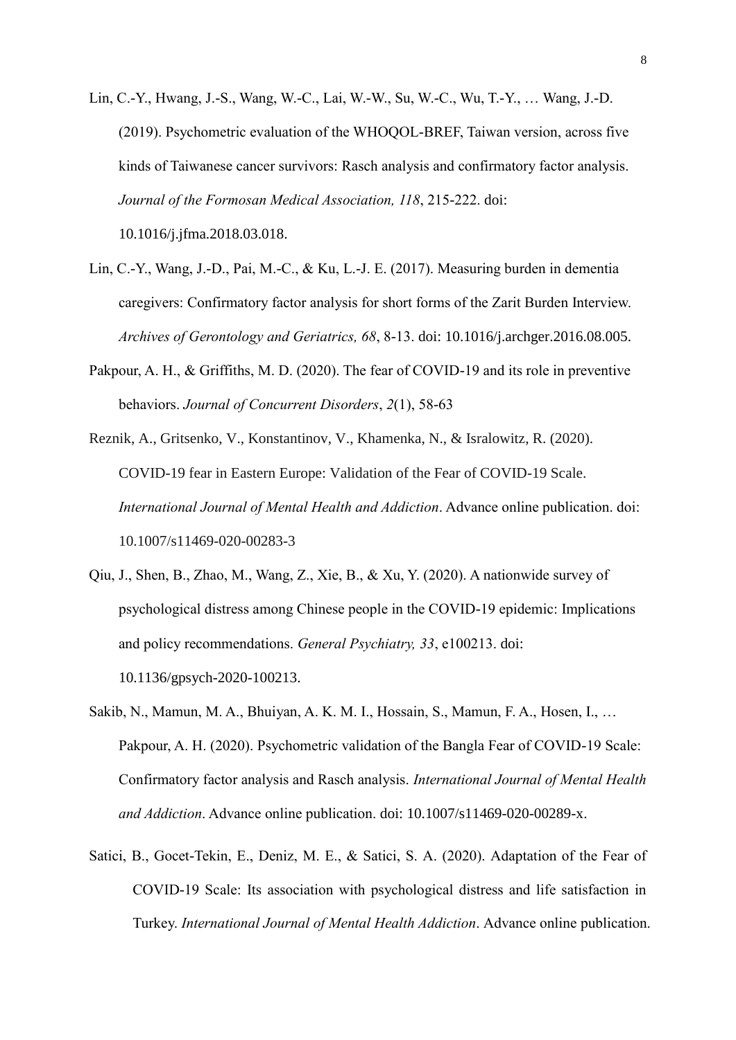Lin, C.-Y., Hwang, J.-S., Wang, W.-C., Lai, W.-W., Su, W.-C., Wu, T.-Y., … Wang, J.-D. (2019). Psychometric evaluation of the WHOQOL-BREF, Taiwan version, across five kinds of Taiwanese cancer survivors: Rasch analysis and confirmatory factor analysis. *Journal of the Formosan Medical Association, 118*, 215-222. doi: 10.1016/j.jfma.2018.03.018.

Lin, C.-Y., Wang, J.-D., Pai, M.-C., & Ku, L.-J. E. (2017). Measuring burden in dementia caregivers: Confirmatory factor analysis for short forms of the Zarit Burden Interview. *Archives of Gerontology and Geriatrics, 68*, 8-13. doi: 10.1016/j.archger.2016.08.005.

Pakpour, A. H., & Griffiths, M. D. (2020). The fear of COVID-19 and its role in preventive behaviors. *Journal of Concurrent Disorders*, *2*(1), 58-63

Reznik, A., Gritsenko, V., Konstantinov, V., Khamenka, N., & Isralowitz, R. (2020). COVID-19 fear in Eastern Europe: Validation of the Fear of COVID-19 Scale. *International Journal of Mental Health and Addiction*. Advance online publication. doi: 10.1007/s11469-020-00283-3

Qiu, J., Shen, B., Zhao, M., Wang, Z., Xie, B., & Xu, Y. (2020). A nationwide survey of psychological distress among Chinese people in the COVID-19 epidemic: Implications and policy recommendations. *General Psychiatry, 33*, e100213. doi: 10.1136/gpsych-2020-100213.

Sakib, N., Mamun, M. A., Bhuiyan, A. K. M. I., Hossain, S., Mamun, F. A., Hosen, I., … Pakpour, A. H. (2020). Psychometric validation of the Bangla Fear of COVID-19 Scale: Confirmatory factor analysis and Rasch analysis. *International Journal of Mental Health and Addiction*. Advance online publication. doi: 10.1007/s11469-020-00289-x.

Satici, B., Gocet-Tekin, E., Deniz, M. E., & Satici, S. A. (2020). Adaptation of the Fear of COVID-19 Scale: Its association with psychological distress and life satisfaction in Turkey. *International Journal of Mental Health Addiction*. Advance online publication.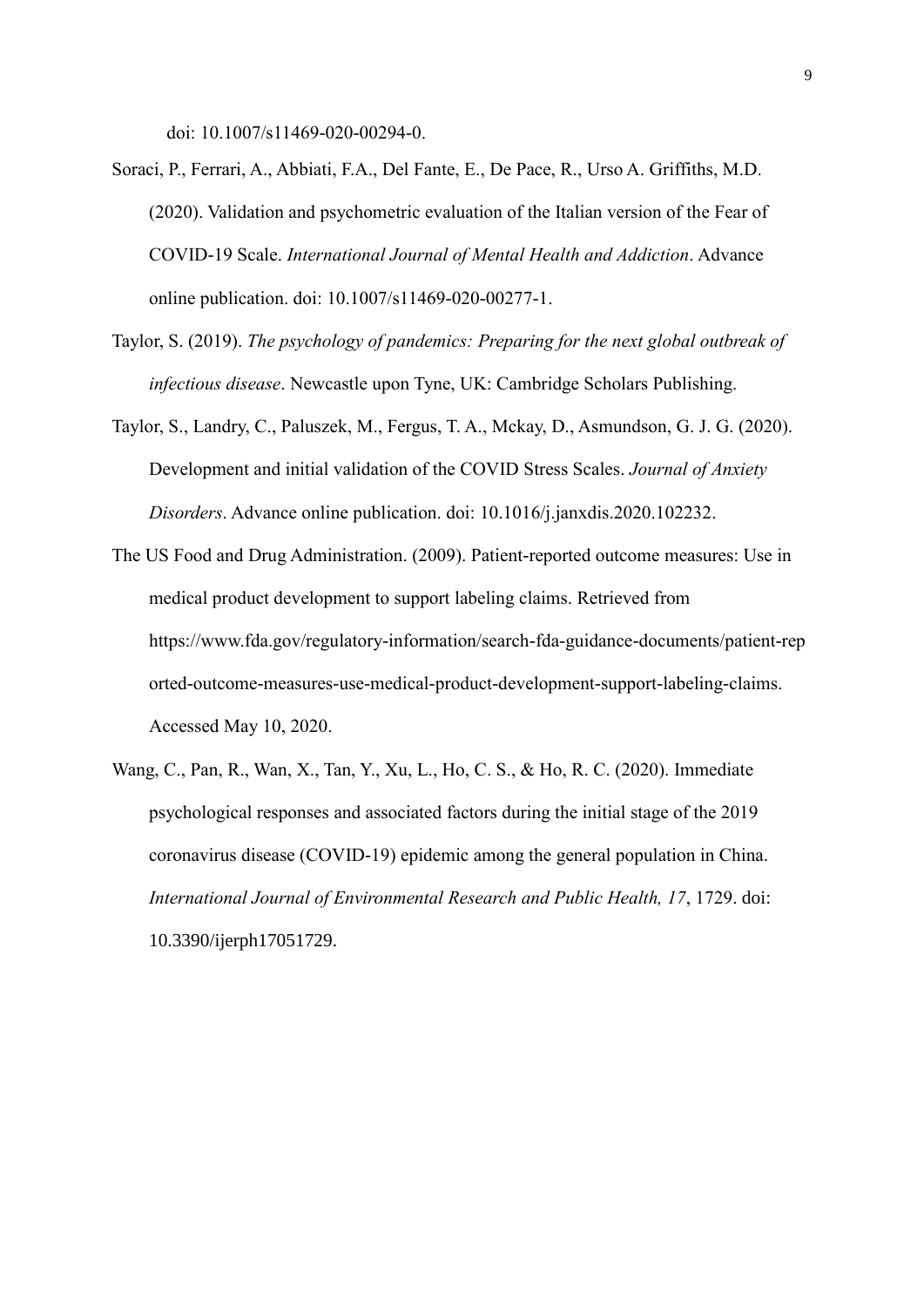doi: 10.1007/s11469-020-00294-0.

Soraci, P., Ferrari, A., Abbiati, F.A., Del Fante, E., De Pace, R., Urso A. Griffiths, M.D. (2020). Validation and psychometric evaluation of the Italian version of the Fear of COVID-19 Scale. *International Journal of Mental Health and Addiction*. Advance online publication. doi: 10.1007/s11469-020-00277-1.

Taylor, S. (2019). *The psychology of pandemics: Preparing for the next global outbreak of infectious disease*. Newcastle upon Tyne, UK: Cambridge Scholars Publishing.

Taylor, S., Landry, C., Paluszek, M., Fergus, T. A., Mckay, D., Asmundson, G. J. G. (2020). Development and initial validation of the COVID Stress Scales. *Journal of Anxiety Disorders*. Advance online publication. doi: 10.1016/j.janxdis.2020.102232.

The US Food and Drug Administration. (2009). Patient-reported outcome measures: Use in medical product development to support labeling claims. Retrieved from https://www.fda.gov/regulatory-information/search-fda-guidance-documents/patient-reported-outcome-measures-use-medical-product-development-support-labeling-claims. Accessed May 10, 2020.

Wang, C., Pan, R., Wan, X., Tan, Y., Xu, L., Ho, C. S., & Ho, R. C. (2020). Immediate psychological responses and associated factors during the initial stage of the 2019 coronavirus disease (COVID-19) epidemic among the general population in China. *International Journal of Environmental Research and Public Health, 17*, 1729. doi: 10.3390/ijerph17051729.